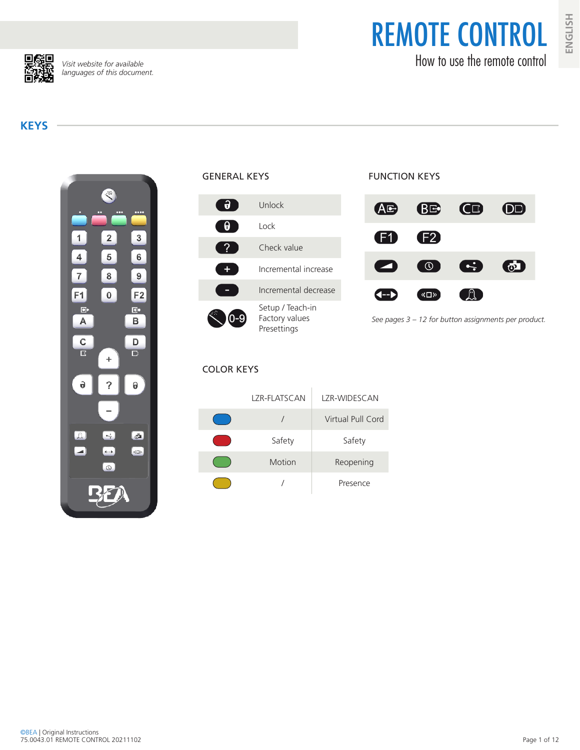# REMOTE CONTROL

## How to use the remote control

ENGLISH

*Visit website for available languages of this document.*

## KEYS

### GENERAL KEYS

| Key | Function |
|---|---|
| (unlock icon) | Unlock |
| (lock icon) | Lock |
| ? | Check value |
| + | Incremental increase |
| - | Incremental decrease |
| (wand icon) 0-9 | Setup / Teach-in<br>Factory values<br>Presettings |

### FUNCTION KEYS

A B C D

F1 F2

*See pages 3 – 12 for button assignments per product.*

### COLOR KEYS

| | LZR-FLATSCAN | LZR-WIDESCAN |
|---|---|---|
| Blue | / | Virtual Pull Cord |
| Red | Safety | Safety |
| Green | Motion | Reopening |
| Yellow | / | Presence |

©BEA | Original Instructions
75.0043.01 REMOTE CONTROL 20211102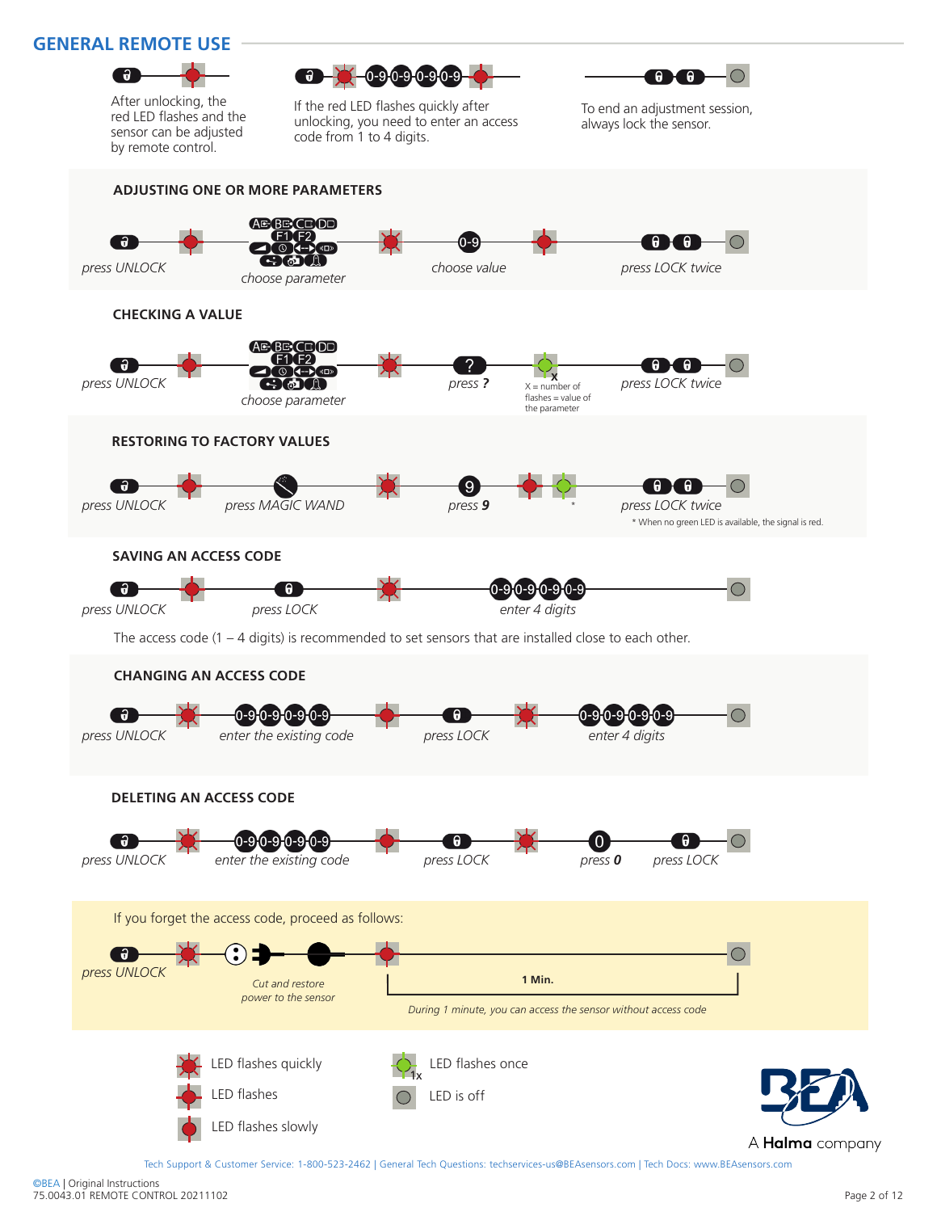## GENERAL REMOTE USE

After unlocking, the red LED flashes and the sensor can be adjusted by remote control.

If the red LED flashes quickly after unlocking, you need to enter an access code from 1 to 4 digits.

To end an adjustment session, always lock the sensor.

### ADJUSTING ONE OR MORE PARAMETERS

*press UNLOCK* → *choose parameter* → *choose value* → *press LOCK twice*

### CHECKING A VALUE

*press UNLOCK* → *choose parameter* → *press ?* → X = number of flashes = value of the parameter → *press LOCK twice*

### RESTORING TO FACTORY VALUES

*press UNLOCK* → *press MAGIC WAND* → *press 9* → * → *press LOCK twice*

* When no green LED is available, the signal is red.

### SAVING AN ACCESS CODE

*press UNLOCK* → *press LOCK* → *enter 4 digits*

The access code (1 – 4 digits) is recommended to set sensors that are installed close to each other.

### CHANGING AN ACCESS CODE

*press UNLOCK* → *enter the existing code* → *press LOCK* → *enter 4 digits*

### DELETING AN ACCESS CODE

*press UNLOCK* → *enter the existing code* → *press LOCK* → *press 0* → *press LOCK*

If you forget the access code, proceed as follows:

*press UNLOCK* → *Cut and restore power to the sensor* → **1 Min.**

*During 1 minute, you can access the sensor without access code*

LED flashes quickly

LED flashes

LED flashes slowly

LED flashes once

LED is off

A **Halma** company

Tech Support & Customer Service: 1-800-523-2462 | General Tech Questions: techservices-us@BEAsensors.com | Tech Docs: www.BEAsensors.com

©BEA | Original Instructions
75.0043.01 REMOTE CONTROL 20211102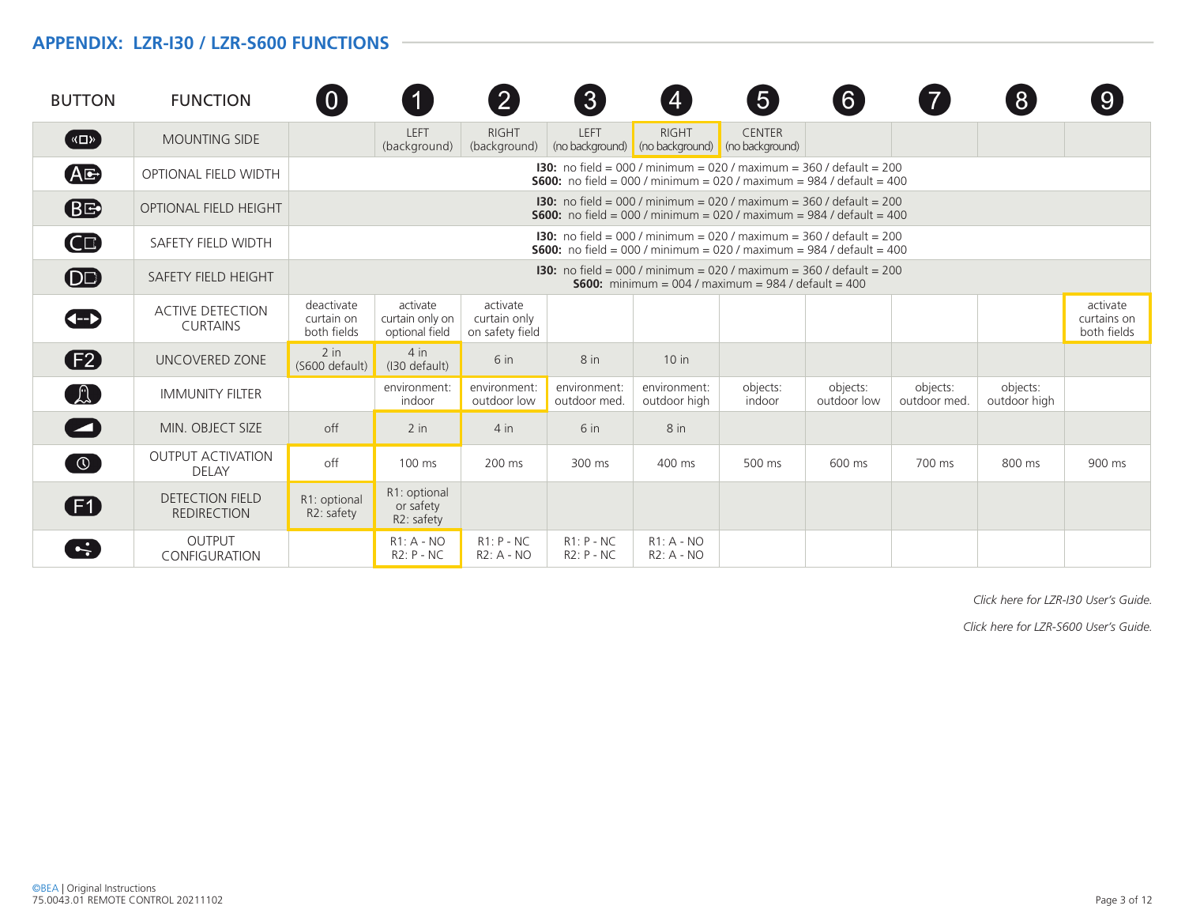## APPENDIX: LZR-I30 / LZR-S600 FUNCTIONS

| BUTTON | FUNCTION | 0 | 1 | 2 | 3 | 4 | 5 | 6 | 7 | 8 | 9 |
|---|---|---|---|---|---|---|---|---|---|---|---|
| | MOUNTING SIDE | | LEFT (background) | RIGHT (background) | LEFT (no background) | RIGHT (no background) | CENTER (no background) | | | | |
| | OPTIONAL FIELD WIDTH | **I30:** no field = 000 / minimum = 020 / maximum = 360 / default = 200<br>**S600:** no field = 000 / minimum = 020 / maximum = 984 / default = 400 | | | | | | | | | |
| | OPTIONAL FIELD HEIGHT | **I30:** no field = 000 / minimum = 020 / maximum = 360 / default = 200<br>**S600:** no field = 000 / minimum = 020 / maximum = 984 / default = 400 | | | | | | | | | |
| | SAFETY FIELD WIDTH | **I30:** no field = 000 / minimum = 020 / maximum = 360 / default = 200<br>**S600:** no field = 000 / minimum = 020 / maximum = 984 / default = 400 | | | | | | | | | |
| | SAFETY FIELD HEIGHT | **I30:** no field = 000 / minimum = 020 / maximum = 360 / default = 200<br>**S600:** minimum = 004 / maximum = 984 / default = 400 | | | | | | | | | |
| | ACTIVE DETECTION CURTAINS | deactivate curtain on both fields | activate curtain only on optional field | activate curtain only on safety field | | | | | | | activate curtains on both fields |
| F2 | UNCOVERED ZONE | 2 in (S600 default) | 4 in (I30 default) | 6 in | 8 in | 10 in | | | | | |
| | IMMUNITY FILTER | | environment: indoor | environment: outdoor low | environment: outdoor med. | environment: outdoor high | objects: indoor | objects: outdoor low | objects: outdoor med. | objects: outdoor high | |
| | MIN. OBJECT SIZE | off | 2 in | 4 in | 6 in | 8 in | | | | | |
| | OUTPUT ACTIVATION DELAY | off | 100 ms | 200 ms | 300 ms | 400 ms | 500 ms | 600 ms | 700 ms | 800 ms | 900 ms |
| F1 | DETECTION FIELD REDIRECTION | R1: optional<br>R2: safety | R1: optional or safety<br>R2: safety | | | | | | | | |
| | OUTPUT CONFIGURATION | | R1: A - NO<br>R2: P - NC | R1: P - NC<br>R2: A - NO | R1: P - NC<br>R2: P - NC | R1: A - NO<br>R2: A - NO | | | | | |

*Click here for LZR-I30 User's Guide.*

*Click here for LZR-S600 User's Guide.*

©BEA | Original Instructions
75.0043.01 REMOTE CONTROL 20211102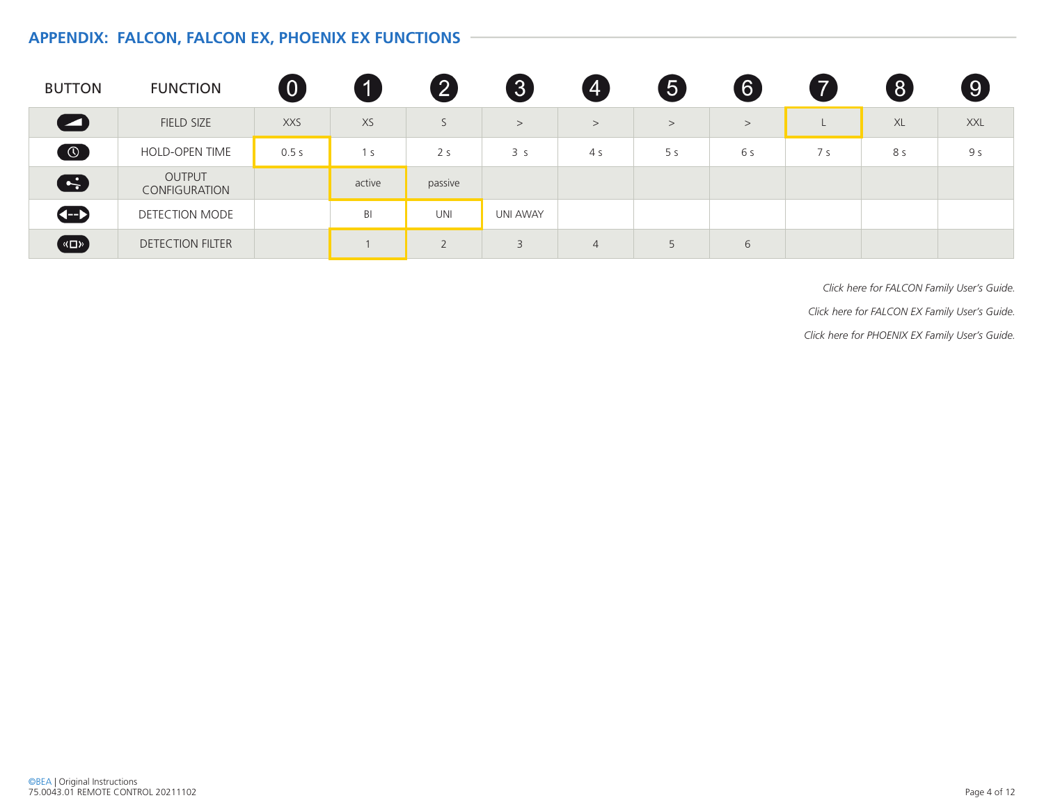## APPENDIX: FALCON, FALCON EX, PHOENIX EX FUNCTIONS

| BUTTON | FUNCTION | 0 | 1 | 2 | 3 | 4 | 5 | 6 | 7 | 8 | 9 |
|---|---|---|---|---|---|---|---|---|---|---|---|
| | FIELD SIZE | XXS | XS | S | > | > | > | > | L | XL | XXL |
| | HOLD-OPEN TIME | 0.5 s | 1 s | 2 s | 3 s | 4 s | 5 s | 6 s | 7 s | 8 s | 9 s |
| | OUTPUT CONFIGURATION | | active | passive | | | | | | | |
| | DETECTION MODE | | BI | UNI | UNI AWAY | | | | | | |
| | DETECTION FILTER | | 1 | 2 | 3 | 4 | 5 | 6 | | | |

*Click here for FALCON Family User's Guide.*

*Click here for FALCON EX Family User's Guide.*

*Click here for PHOENIX EX Family User's Guide.*

©BEA | Original Instructions
75.0043.01 REMOTE CONTROL 20211102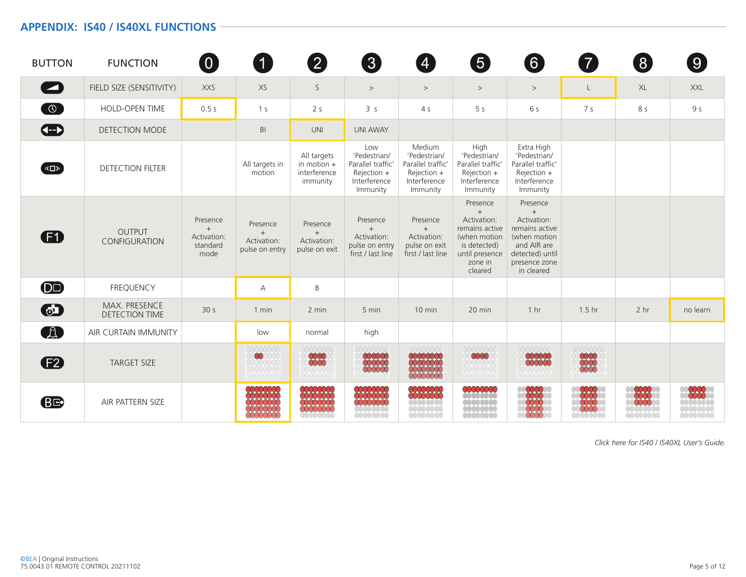## APPENDIX: IS40 / IS40XL FUNCTIONS

| BUTTON | FUNCTION | 0 | 1 | 2 | 3 | 4 | 5 | 6 | 7 | 8 | 9 |
|---|---|---|---|---|---|---|---|---|---|---|---|
| | FIELD SIZE (SENSITIVITY) | XXS | XS | S | > | > | > | > | L | XL | XXL |
| | HOLD-OPEN TIME | 0.5 s | 1 s | 2 s | 3 s | 4 s | 5 s | 6 s | 7 s | 8 s | 9 s |
| | DETECTION MODE | | BI | UNI | UNI AWAY | | | | | | |
| | DETECTION FILTER | | All targets in motion | All targets in motion + interference immunity | Low 'Pedestrian/ Parallel traffic' Rejection + Interference Immunity | Medium 'Pedestrian/ Parallel traffic' Rejection + Interference Immunity | High 'Pedestrian/ Parallel traffic' Rejection + Interference Immunity | Extra High 'Pedestrian/ Parallel traffic' Rejection + Interference Immunity | | | |
| F1 | OUTPUT CONFIGURATION | Presence + Activation: standard mode | Presence + Activation: pulse on entry | Presence + Activation: pulse on exit | Presence + Activation: pulse on entry first / last line | Presence + Activation: pulse on exit first / last line | Presence + Activation: remains active (when motion is detected) until presence zone in cleared | Presence + Activation: remains active (when motion and AIR are detected) until presence zone in cleared | | | |
| | FREQUENCY | | A | B | | | | | | | |
| | MAX. PRESENCE DETECTION TIME | 30 s | 1 min | 2 min | 5 min | 10 min | 20 min | 1 hr | 1.5 hr | 2 hr | no learn |
| | AIR CURTAIN IMMUNITY | | low | normal | high | | | | | | |
| F2 | TARGET SIZE | | | | | | | | | | |
| B | AIR PATTERN SIZE | | | | | | | | | | |

*Click here for IS40 / IS40XL User's Guide.*

©BEA | Original Instructions
75.0043.01 REMOTE CONTROL 20211102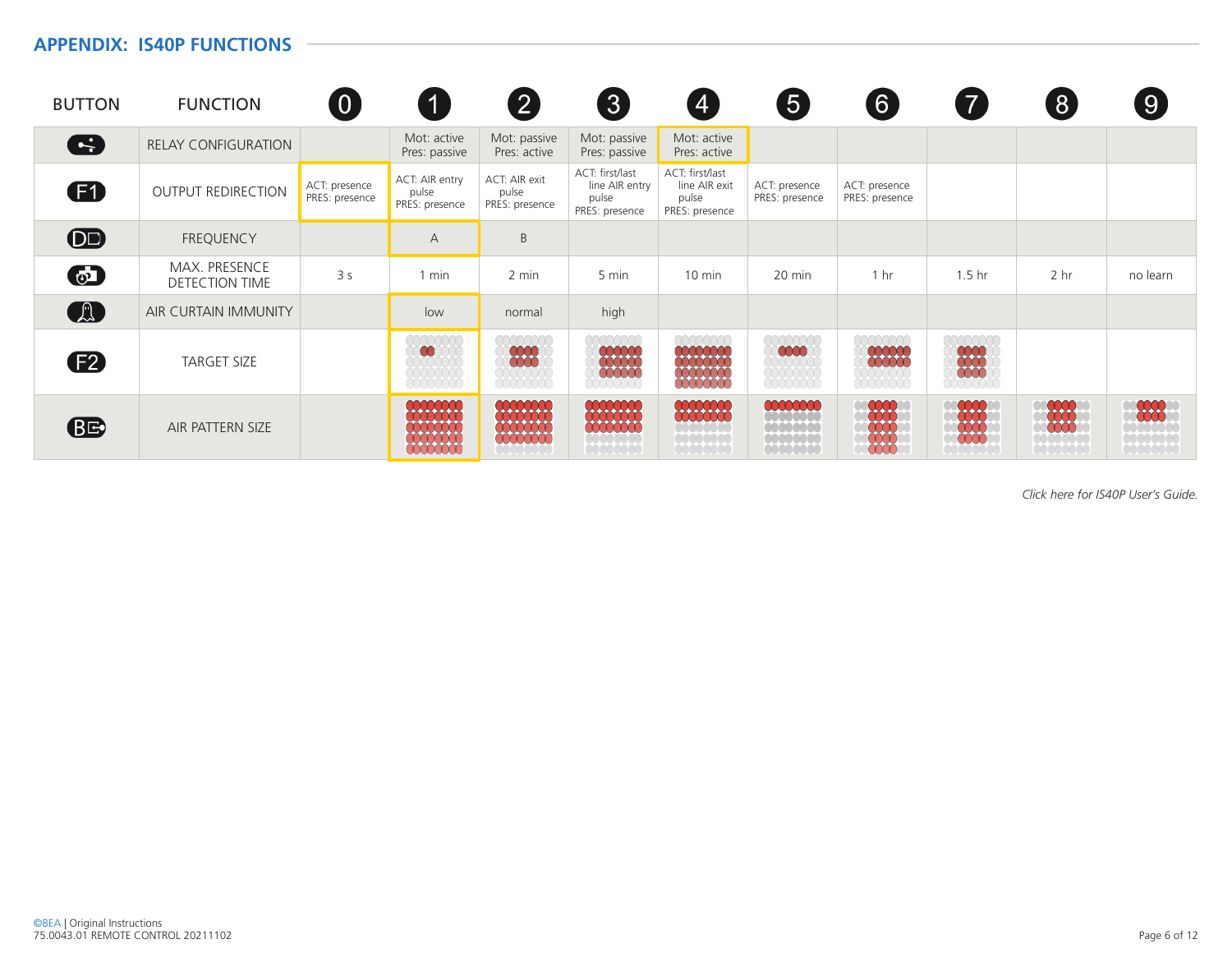## APPENDIX: IS40P FUNCTIONS

| BUTTON | FUNCTION | 0 | 1 | 2 | 3 | 4 | 5 | 6 | 7 | 8 | 9 |
|---|---|---|---|---|---|---|---|---|---|---|---|
| | RELAY CONFIGURATION | | Mot: active Pres: passive | Mot: passive Pres: active | Mot: passive Pres: passive | Mot: active Pres: active | | | | | |
| F1 | OUTPUT REDIRECTION | ACT: presence PRES: presence | ACT: AIR entry pulse PRES: presence | ACT: AIR exit pulse PRES: presence | ACT: first/last line AIR entry pulse PRES: presence | ACT: first/last line AIR exit pulse PRES: presence | ACT: presence PRES: presence | ACT: presence PRES: presence | | | |
| | FREQUENCY | | A | B | | | | | | | |
| | MAX. PRESENCE DETECTION TIME | 3 s | 1 min | 2 min | 5 min | 10 min | 20 min | 1 hr | 1.5 hr | 2 hr | no learn |
| | AIR CURTAIN IMMUNITY | | low | normal | high | | | | | | |
| F2 | TARGET SIZE | | | | | | | | | | |
| | AIR PATTERN SIZE | | | | | | | | | | |

*Click here for IS40P User's Guide.*

©BEA | Original Instructions
75.0043.01 REMOTE CONTROL 20211102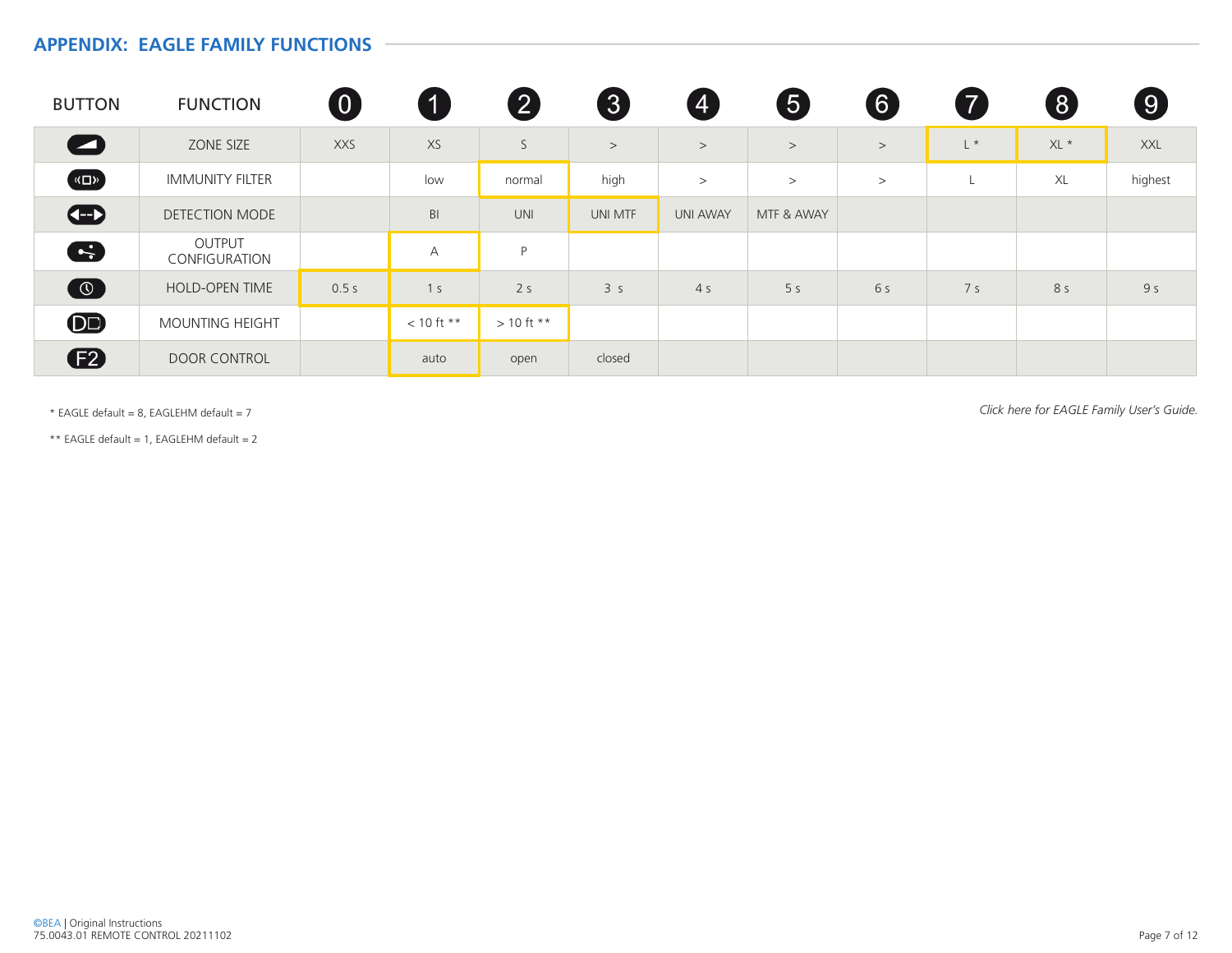## APPENDIX: EAGLE FAMILY FUNCTIONS

| BUTTON | FUNCTION | 0 | 1 | 2 | 3 | 4 | 5 | 6 | 7 | 8 | 9 |
|---|---|---|---|---|---|---|---|---|---|---|---|
| | ZONE SIZE | XXS | XS | S | > | > | > | > | L * | XL * | XXL |
| | IMMUNITY FILTER | | low | normal | high | > | > | > | L | XL | highest |
| | DETECTION MODE | | BI | UNI | UNI MTF | UNI AWAY | MTF & AWAY | | | | |
| | OUTPUT CONFIGURATION | | A | P | | | | | | | |
| | HOLD-OPEN TIME | 0.5 s | 1 s | 2 s | 3 s | 4 s | 5 s | 6 s | 7 s | 8 s | 9 s |
| | MOUNTING HEIGHT | | < 10 ft ** | > 10 ft ** | | | | | | | |
| F2 | DOOR CONTROL | | auto | open | closed | | | | | | |

\* EAGLE default = 8, EAGLEHM default = 7

\*\* EAGLE default = 1, EAGLEHM default = 2

*Click here for EAGLE Family User's Guide.*

©BEA | Original Instructions
75.0043.01 REMOTE CONTROL 20211102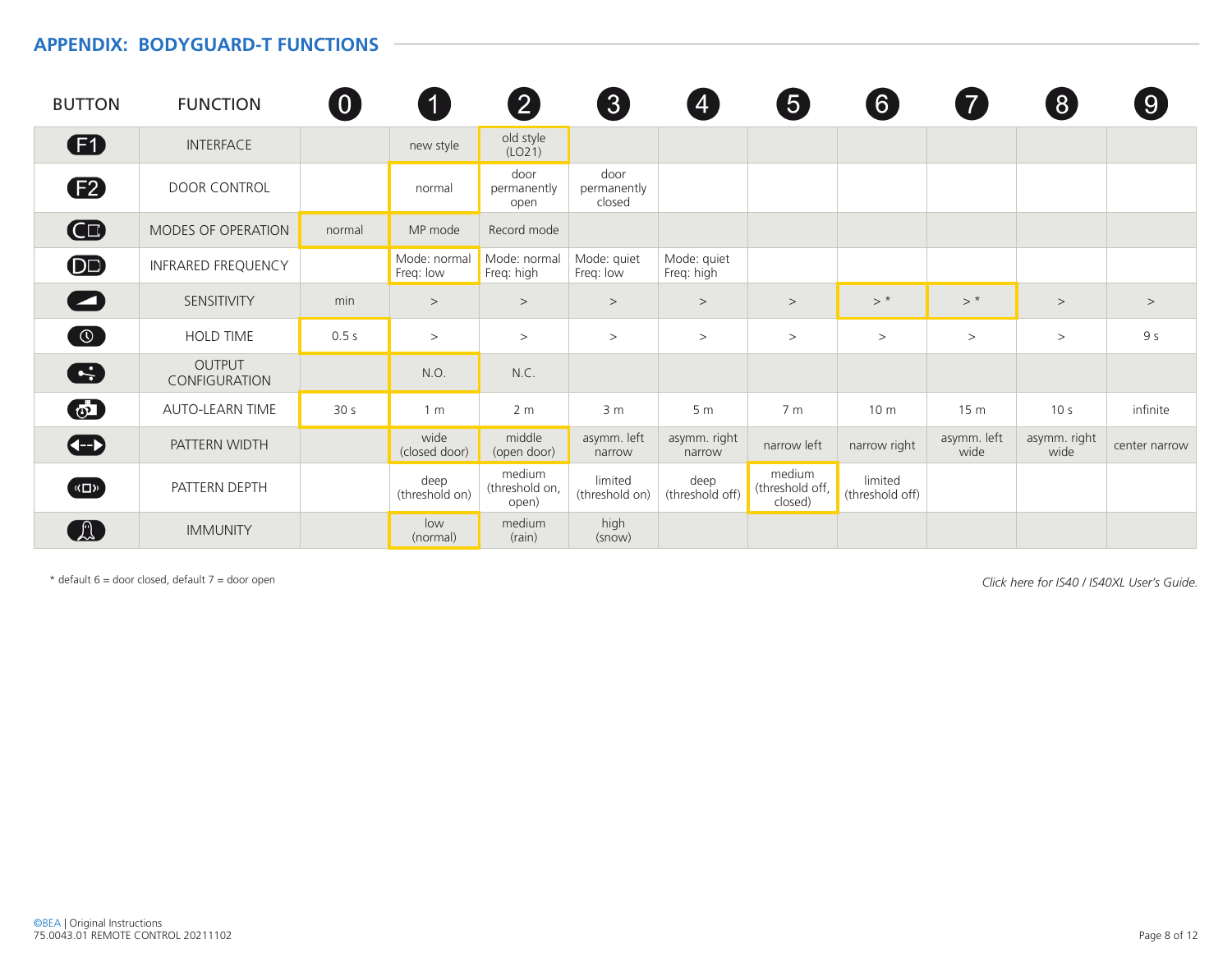## APPENDIX: BODYGUARD-T FUNCTIONS

| BUTTON | FUNCTION | 0 | 1 | 2 | 3 | 4 | 5 | 6 | 7 | 8 | 9 |
|---|---|---|---|---|---|---|---|---|---|---|---|
| F1 | INTERFACE | | new style | old style (LO21) | | | | | | | |
| F2 | DOOR CONTROL | | normal | door permanently open | door permanently closed | | | | | | |
| C | MODES OF OPERATION | normal | MP mode | Record mode | | | | | | | |
| D | INFRARED FREQUENCY | | Mode: normal Freq: low | Mode: normal Freq: high | Mode: quiet Freq: low | Mode: quiet Freq: high | | | | | |
| | SENSITIVITY | min | > | > | > | > | > | > * | > * | > | > |
| | HOLD TIME | 0.5 s | > | > | > | > | > | > | > | > | 9 s |
| | OUTPUT CONFIGURATION | | N.O. | N.C. | | | | | | | |
| | AUTO-LEARN TIME | 30 s | 1 m | 2 m | 3 m | 5 m | 7 m | 10 m | 15 m | 10 s | infinite |
| | PATTERN WIDTH | | wide (closed door) | middle (open door) | asymm. left narrow | asymm. right narrow | narrow left | narrow right | asymm. left wide | asymm. right wide | center narrow |
| | PATTERN DEPTH | | deep (threshold on) | medium (threshold on, open) | limited (threshold on) | deep (threshold off) | medium (threshold off, closed) | limited (threshold off) | | | |
| | IMMUNITY | | low (normal) | medium (rain) | high (snow) | | | | | | |

* default 6 = door closed, default 7 = door open

*Click here for IS40 / IS40XL User's Guide.*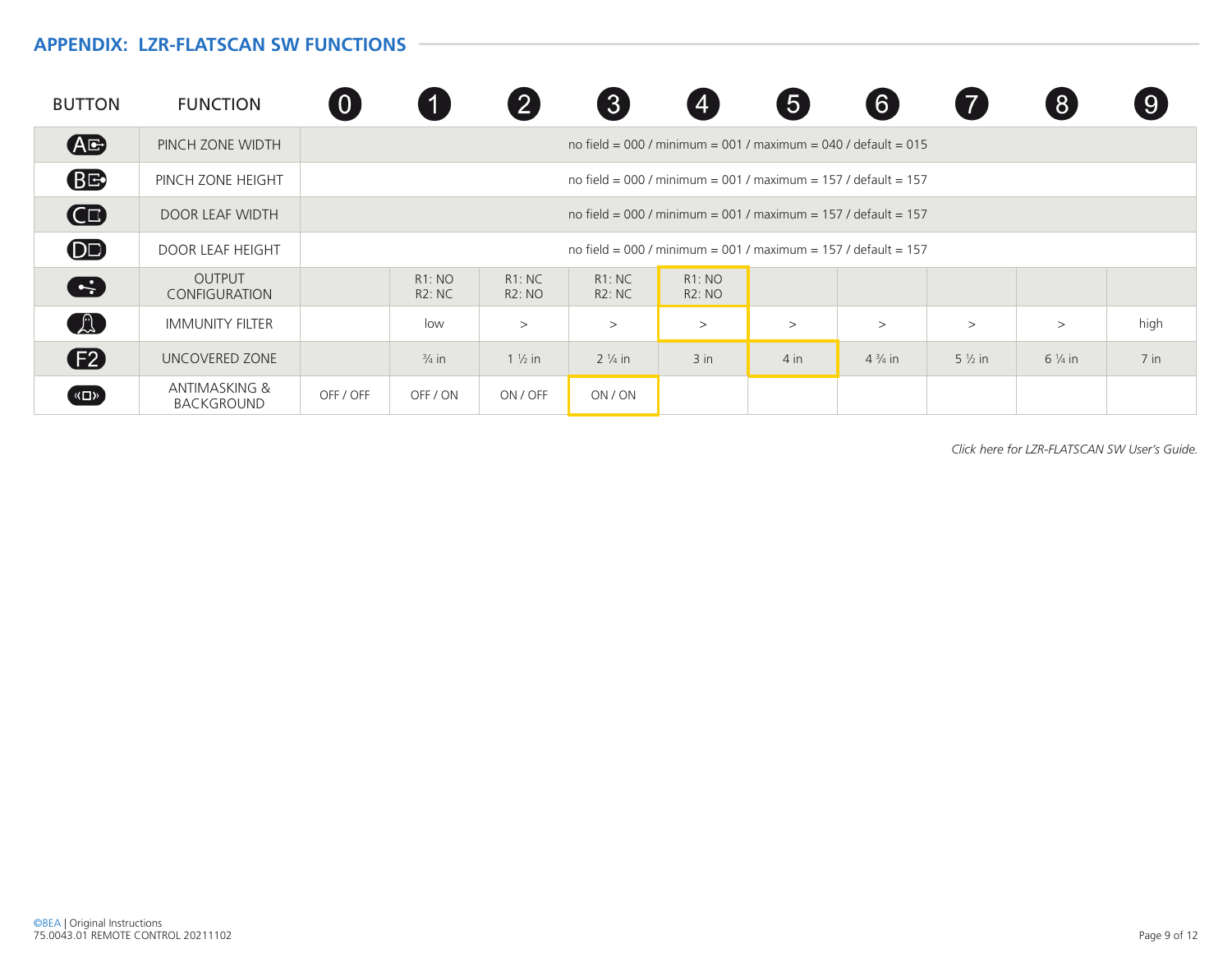## APPENDIX: LZR-FLATSCAN SW FUNCTIONS

| BUTTON | FUNCTION | 0 | 1 | 2 | 3 | 4 | 5 | 6 | 7 | 8 | 9 |
|---|---|---|---|---|---|---|---|---|---|---|---|
| A | PINCH ZONE WIDTH | no field = 000 / minimum = 001 / maximum = 040 / default = 015 | | | | | | | | | |
| B | PINCH ZONE HEIGHT | no field = 000 / minimum = 001 / maximum = 157 / default = 157 | | | | | | | | | |
| C | DOOR LEAF WIDTH | no field = 000 / minimum = 001 / maximum = 157 / default = 157 | | | | | | | | | |
| D | DOOR LEAF HEIGHT | no field = 000 / minimum = 001 / maximum = 157 / default = 157 | | | | | | | | | |
| | OUTPUT CONFIGURATION | | R1: NO R2: NC | R1: NC R2: NO | R1: NC R2: NC | R1: NO R2: NO | | | | | |
| | IMMUNITY FILTER | | low | > | > | > | > | > | > | > | high |
| F2 | UNCOVERED ZONE | | ¾ in | 1 ½ in | 2 ¼ in | 3 in | 4 in | 4 ¾ in | 5 ½ in | 6 ¼ in | 7 in |
| | ANTIMASKING & BACKGROUND | OFF / OFF | OFF / ON | ON / OFF | ON / ON | | | | | | |

*Click here for LZR-FLATSCAN SW User's Guide.*

©BEA | Original Instructions
75.0043.01 REMOTE CONTROL 20211102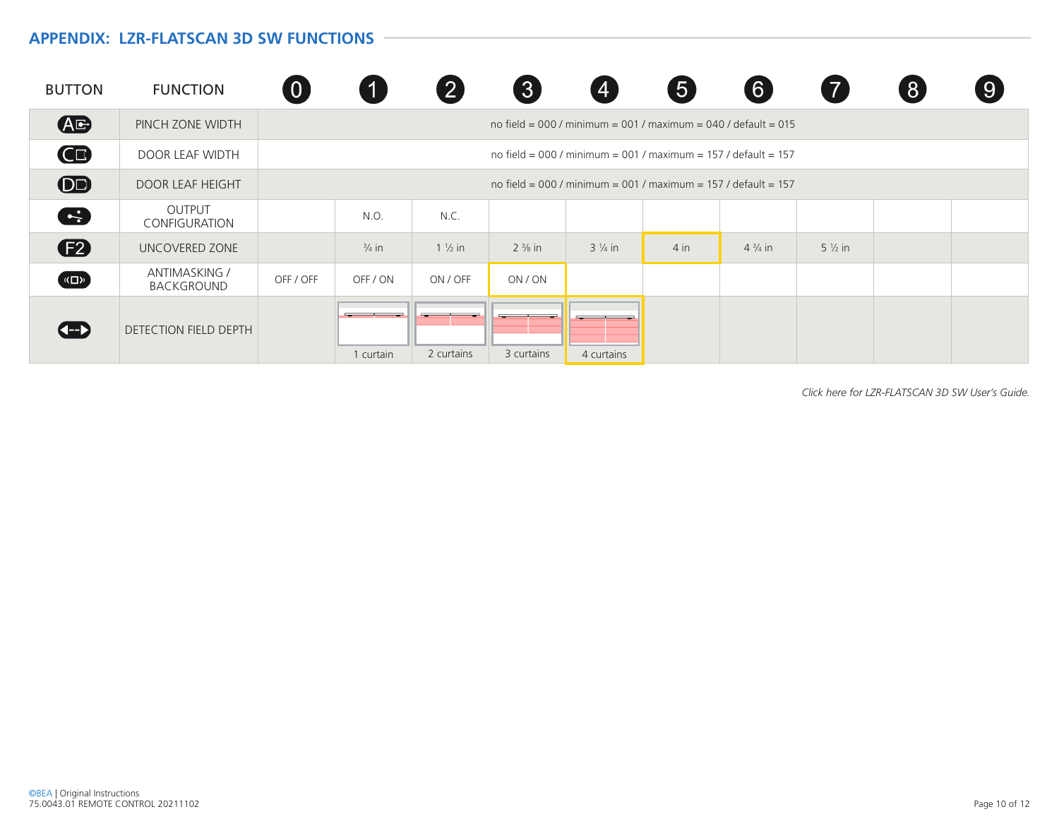## APPENDIX: LZR-FLATSCAN 3D SW FUNCTIONS

| BUTTON | FUNCTION | 0 | 1 | 2 | 3 | 4 | 5 | 6 | 7 | 8 | 9 |
|---|---|---|---|---|---|---|---|---|---|---|---|
| A | PINCH ZONE WIDTH | no field = 000 / minimum = 001 / maximum = 040 / default = 015 | | | | | | | | | |
| C | DOOR LEAF WIDTH | no field = 000 / minimum = 001 / maximum = 157 / default = 157 | | | | | | | | | |
| D | DOOR LEAF HEIGHT | no field = 000 / minimum = 001 / maximum = 157 / default = 157 | | | | | | | | | |
| | OUTPUT CONFIGURATION | | N.O. | N.C. | | | | | | | |
| F2 | UNCOVERED ZONE | | ¾ in | 1 ½ in | 2 ⅜ in | 3 ¼ in | 4 in | 4 ¾ in | 5 ½ in | | |
| | ANTIMASKING / BACKGROUND | OFF / OFF | OFF / ON | ON / OFF | ON / ON | | | | | | |
| | DETECTION FIELD DEPTH | | 1 curtain | 2 curtains | 3 curtains | 4 curtains | | | | | |

*Click here for LZR-FLATSCAN 3D SW User's Guide.*

©BEA | Original Instructions
75.0043.01 REMOTE CONTROL 20211102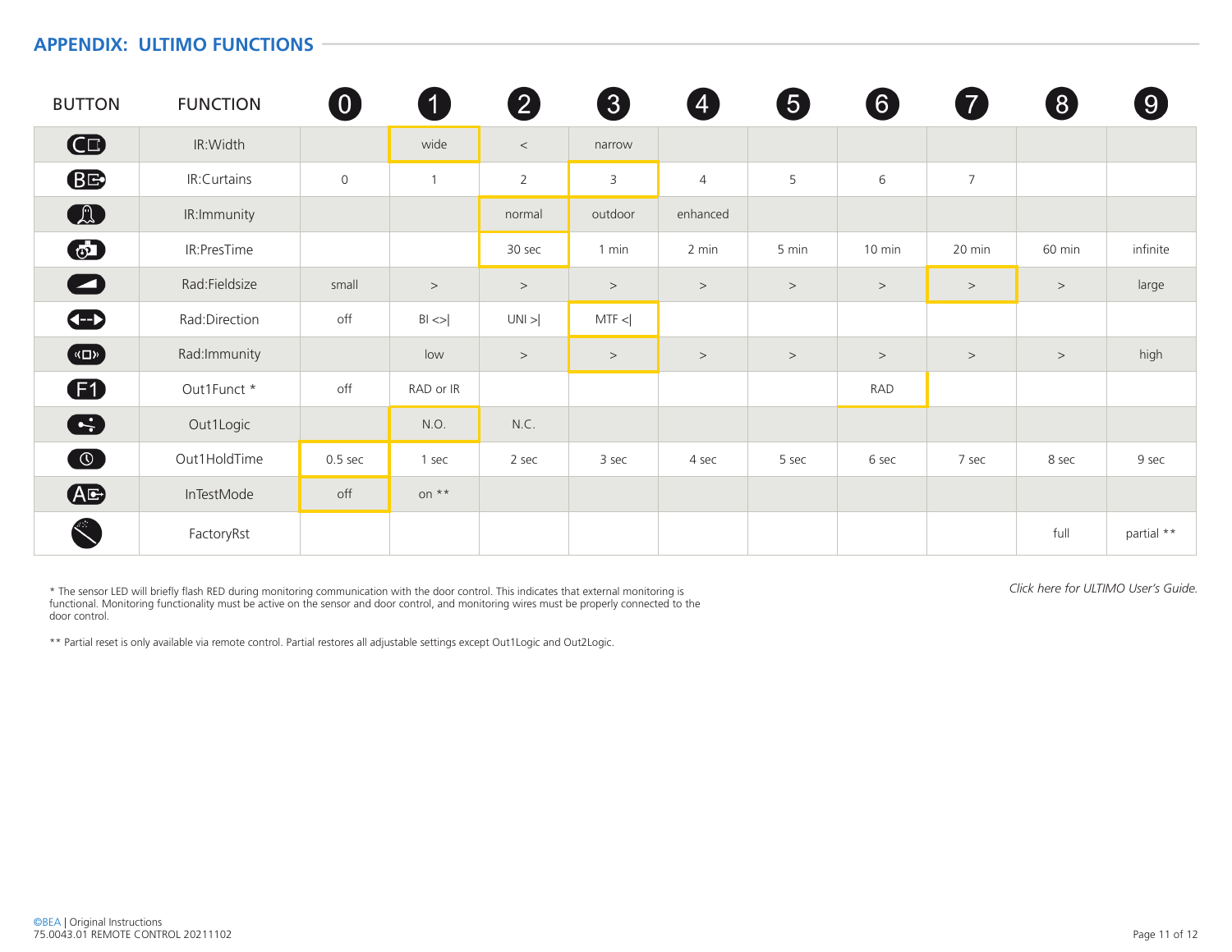## APPENDIX: ULTIMO FUNCTIONS

| BUTTON | FUNCTION | 0 | 1 | 2 | 3 | 4 | 5 | 6 | 7 | 8 | 9 |
|---|---|---|---|---|---|---|---|---|---|---|---|
| | IR:Width | | wide | < | narrow | | | | | | |
| | IR:Curtains | 0 | 1 | 2 | 3 | 4 | 5 | 6 | 7 | | |
| | IR:Immunity | | | normal | outdoor | enhanced | | | | | |
| | IR:PresTime | | | 30 sec | 1 min | 2 min | 5 min | 10 min | 20 min | 60 min | infinite |
| | Rad:Fieldsize | small | > | > | > | > | > | > | > | > | large |
| | Rad:Direction | off | BI <>\| | UNI >\| | MTF <\| | | | | | | |
| | Rad:Immunity | | low | > | > | > | > | > | > | > | high |
| | Out1Funct * | off | RAD or IR | | | | | RAD | | | |
| | Out1Logic | | N.O. | N.C. | | | | | | | |
| | Out1HoldTime | 0.5 sec | 1 sec | 2 sec | 3 sec | 4 sec | 5 sec | 6 sec | 7 sec | 8 sec | 9 sec |
| | InTestMode | off | on ** | | | | | | | | |
| | FactoryRst | | | | | | | | | full | partial ** |

* The sensor LED will briefly flash RED during monitoring communication with the door control. This indicates that external monitoring is functional. Monitoring functionality must be active on the sensor and door control, and monitoring wires must be properly connected to the door control.

** Partial reset is only available via remote control. Partial restores all adjustable settings except Out1Logic and Out2Logic.

*Click here for ULTIMO User's Guide.*

©BEA | Original Instructions
75.0043.01 REMOTE CONTROL 20211102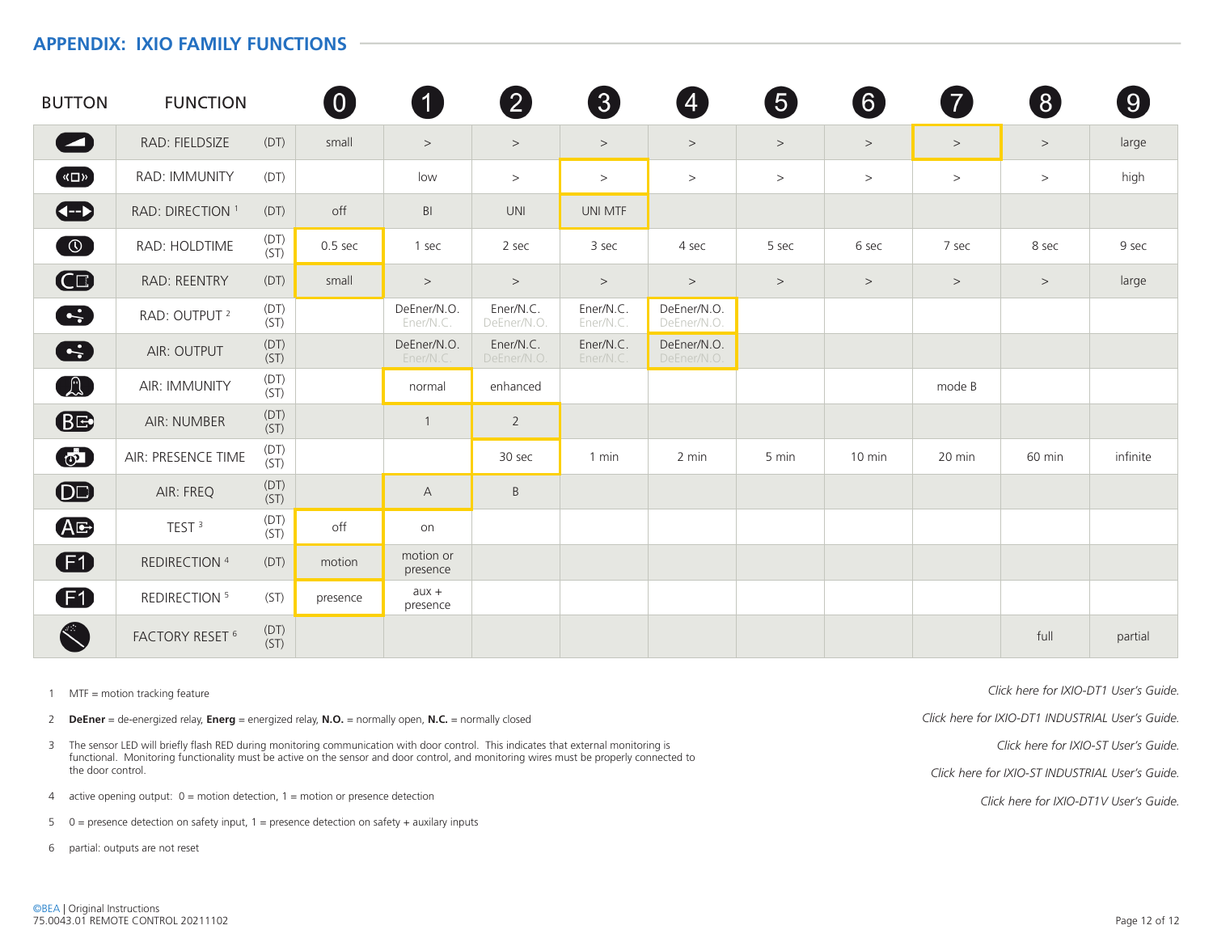## APPENDIX: IXIO FAMILY FUNCTIONS

| BUTTON | FUNCTION | | 0 | 1 | 2 | 3 | 4 | 5 | 6 | 7 | 8 | 9 |
|---|---|---|---|---|---|---|---|---|---|---|---|---|
| | RAD: FIELDSIZE | (DT) | small | > | > | > | > | > | > | > | > | large |
| | RAD: IMMUNITY | (DT) | | low | > | > | > | > | > | > | > | high |
| | RAD: DIRECTION [1] | (DT) | off | BI | UNI | UNI MTF | | | | | | |
| | RAD: HOLDTIME | (DT) (ST) | 0.5 sec | 1 sec | 2 sec | 3 sec | 4 sec | 5 sec | 6 sec | 7 sec | 8 sec | 9 sec |
| | RAD: REENTRY | (DT) | small | > | > | > | > | > | > | > | > | large |
| | RAD: OUTPUT [2] | (DT) (ST) | | DeEner/N.O. Ener/N.C. | Ener/N.C. DeEner/N.O. | Ener/N.C. Ener/N.C. | DeEner/N.O. DeEner/N.O. | | | | | |
| | AIR: OUTPUT | (DT) (ST) | | DeEner/N.O. Ener/N.C. | Ener/N.C. DeEner/N.O. | Ener/N.C. Ener/N.C. | DeEner/N.O. DeEner/N.O. | | | | | |
| | AIR: IMMUNITY | (DT) (ST) | | normal | enhanced | | | | | mode B | | |
| | AIR: NUMBER | (DT) (ST) | | 1 | 2 | | | | | | | |
| | AIR: PRESENCE TIME | (DT) (ST) | | | 30 sec | 1 min | 2 min | 5 min | 10 min | 20 min | 60 min | infinite |
| | AIR: FREQ | (DT) (ST) | | A | B | | | | | | | |
| | TEST [3] | (DT) (ST) | off | on | | | | | | | | |
| | REDIRECTION [4] | (DT) | motion | motion or presence | | | | | | | | |
| | REDIRECTION [5] | (ST) | presence | aux + presence | | | | | | | | |
| | FACTORY RESET [6] | (DT) (ST) | | | | | | | | | full | partial |

1 MTF = motion tracking feature

2 **DeEner** = de-energized relay, **Energ** = energized relay, **N.O.** = normally open, **N.C.** = normally closed

3 The sensor LED will briefly flash RED during monitoring communication with door control. This indicates that external monitoring is functional. Monitoring functionality must be active on the sensor and door control, and monitoring wires must be properly connected to the door control.

4 active opening output: 0 = motion detection, 1 = motion or presence detection

5 0 = presence detection on safety input, 1 = presence detection on safety + auxilary inputs

6 partial: outputs are not reset

*Click here for IXIO-DT1 User's Guide.*

*Click here for IXIO-DT1 INDUSTRIAL User's Guide.*

*Click here for IXIO-ST User's Guide.*

*Click here for IXIO-ST INDUSTRIAL User's Guide.*

*Click here for IXIO-DT1V User's Guide.*

©BEA | Original Instructions
75.0043.01 REMOTE CONTROL 20211102